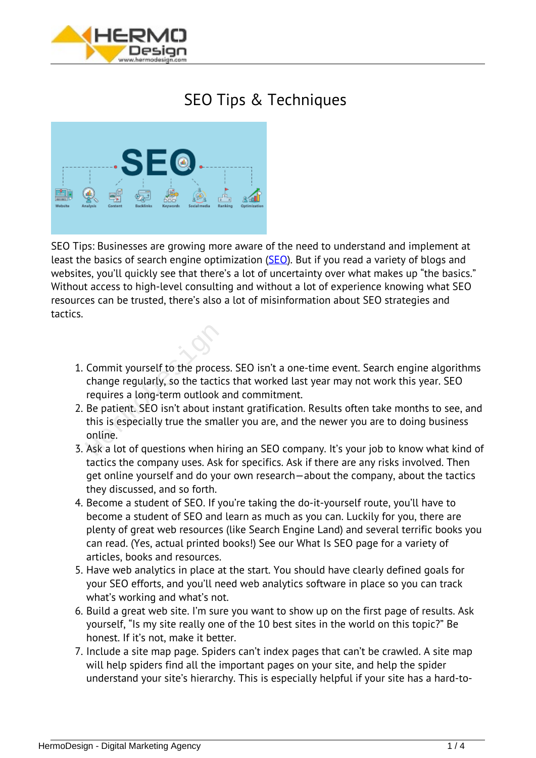# SEO Tips & Techniques

SEO Tips: Businesses are growing more aware of the need to understand and implement at least the basics of search engine optimization (SEO). But if you read a variety of blogs and websites, you'll quickly see that there's a lot of uncertainty over what makes up "the basics." Without access to high-level consulting and without a lot of experience knowing what SEO resources can be trusted, there's also a lot of misinformation about SEO strategies and tactics.

1. Commit yourself to the process. SEO isn't a one-time event. Search engine algorithms change regularly, so the tactics that worked last year may not work this year. SEO requires a long-term outlook and commitment.
2. Be patient. SEO isn't about instant gratification. Results often take months to see, and this is especially true the smaller you are, and the newer you are to doing business online.
3. Ask a lot of questions when hiring an SEO company. It's your job to know what kind of tactics the company uses. Ask for specifics. Ask if there are any risks involved. Then get online yourself and do your own research—about the company, about the tactics they discussed, and so forth.
4. Become a student of SEO. If you're taking the do-it-yourself route, you'll have to become a student of SEO and learn as much as you can. Luckily for you, there are plenty of great web resources (like Search Engine Land) and several terrific books you can read. (Yes, actual printed books!) See our What Is SEO page for a variety of articles, books and resources.
5. Have web analytics in place at the start. You should have clearly defined goals for your SEO efforts, and you'll need web analytics software in place so you can track what's working and what's not.
6. Build a great web site. I'm sure you want to show up on the first page of results. Ask yourself, "Is my site really one of the 10 best sites in the world on this topic?" Be honest. If it's not, make it better.
7. Include a site map page. Spiders can't index pages that can't be crawled. A site map will help spiders find all the important pages on your site, and help the spider understand your site's hierarchy. This is especially helpful if your site has a hard-to-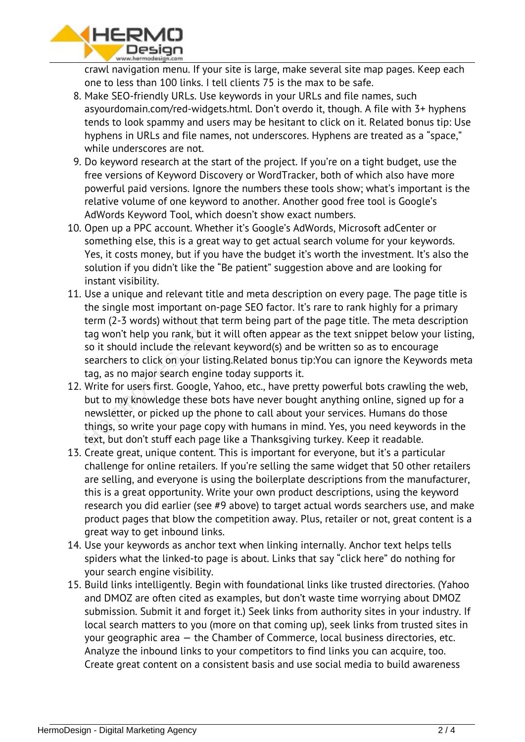crawl navigation menu. If your site is large, make several site map pages. Keep each one to less than 100 links. I tell clients 75 is the max to be safe.

8. Make SEO-friendly URLs. Use keywords in your URLs and file names, such asyourdomain.com/red-widgets.html. Don't overdo it, though. A file with 3+ hyphens tends to look spammy and users may be hesitant to click on it. Related bonus tip: Use hyphens in URLs and file names, not underscores. Hyphens are treated as a "space," while underscores are not.
9. Do keyword research at the start of the project. If you're on a tight budget, use the free versions of Keyword Discovery or WordTracker, both of which also have more powerful paid versions. Ignore the numbers these tools show; what's important is the relative volume of one keyword to another. Another good free tool is Google's AdWords Keyword Tool, which doesn't show exact numbers.
10. Open up a PPC account. Whether it's Google's AdWords, Microsoft adCenter or something else, this is a great way to get actual search volume for your keywords. Yes, it costs money, but if you have the budget it's worth the investment. It's also the solution if you didn't like the "Be patient" suggestion above and are looking for instant visibility.
11. Use a unique and relevant title and meta description on every page. The page title is the single most important on-page SEO factor. It's rare to rank highly for a primary term (2-3 words) without that term being part of the page title. The meta description tag won't help you rank, but it will often appear as the text snippet below your listing, so it should include the relevant keyword(s) and be written so as to encourage searchers to click on your listing.Related bonus tip:You can ignore the Keywords meta tag, as no major search engine today supports it.
12. Write for users first. Google, Yahoo, etc., have pretty powerful bots crawling the web, but to my knowledge these bots have never bought anything online, signed up for a newsletter, or picked up the phone to call about your services. Humans do those things, so write your page copy with humans in mind. Yes, you need keywords in the text, but don't stuff each page like a Thanksgiving turkey. Keep it readable.
13. Create great, unique content. This is important for everyone, but it's a particular challenge for online retailers. If you're selling the same widget that 50 other retailers are selling, and everyone is using the boilerplate descriptions from the manufacturer, this is a great opportunity. Write your own product descriptions, using the keyword research you did earlier (see #9 above) to target actual words searchers use, and make product pages that blow the competition away. Plus, retailer or not, great content is a great way to get inbound links.
14. Use your keywords as anchor text when linking internally. Anchor text helps tells spiders what the linked-to page is about. Links that say "click here" do nothing for your search engine visibility.
15. Build links intelligently. Begin with foundational links like trusted directories. (Yahoo and DMOZ are often cited as examples, but don't waste time worrying about DMOZ submission. Submit it and forget it.) Seek links from authority sites in your industry. If local search matters to you (more on that coming up), seek links from trusted sites in your geographic area — the Chamber of Commerce, local business directories, etc. Analyze the inbound links to your competitors to find links you can acquire, too. Create great content on a consistent basis and use social media to build awareness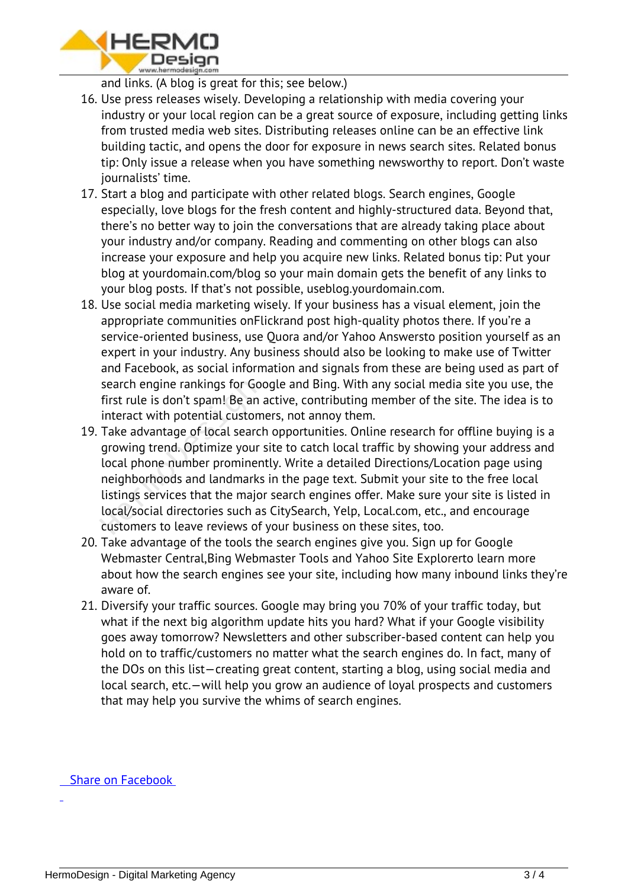and links. (A blog is great for this; see below.)

16. Use press releases wisely. Developing a relationship with media covering your industry or your local region can be a great source of exposure, including getting links from trusted media web sites. Distributing releases online can be an effective link building tactic, and opens the door for exposure in news search sites. Related bonus tip: Only issue a release when you have something newsworthy to report. Don't waste journalists' time.
17. Start a blog and participate with other related blogs. Search engines, Google especially, love blogs for the fresh content and highly-structured data. Beyond that, there's no better way to join the conversations that are already taking place about your industry and/or company. Reading and commenting on other blogs can also increase your exposure and help you acquire new links. Related bonus tip: Put your blog at yourdomain.com/blog so your main domain gets the benefit of any links to your blog posts. If that's not possible, useblog.yourdomain.com.
18. Use social media marketing wisely. If your business has a visual element, join the appropriate communities onFlickrand post high-quality photos there. If you're a service-oriented business, use Quora and/or Yahoo Answersto position yourself as an expert in your industry. Any business should also be looking to make use of Twitter and Facebook, as social information and signals from these are being used as part of search engine rankings for Google and Bing. With any social media site you use, the first rule is don't spam! Be an active, contributing member of the site. The idea is to interact with potential customers, not annoy them.
19. Take advantage of local search opportunities. Online research for offline buying is a growing trend. Optimize your site to catch local traffic by showing your address and local phone number prominently. Write a detailed Directions/Location page using neighborhoods and landmarks in the page text. Submit your site to the free local listings services that the major search engines offer. Make sure your site is listed in local/social directories such as CitySearch, Yelp, Local.com, etc., and encourage customers to leave reviews of your business on these sites, too.
20. Take advantage of the tools the search engines give you. Sign up for Google Webmaster Central,Bing Webmaster Tools and Yahoo Site Explorerto learn more about how the search engines see your site, including how many inbound links they're aware of.
21. Diversify your traffic sources. Google may bring you 70% of your traffic today, but what if the next big algorithm update hits you hard? What if your Google visibility goes away tomorrow? Newsletters and other subscriber-based content can help you hold on to traffic/customers no matter what the search engines do. In fact, many of the DOs on this list—creating great content, starting a blog, using social media and local search, etc.—will help you grow an audience of loyal prospects and customers that may help you survive the whims of search engines.

Share on Facebook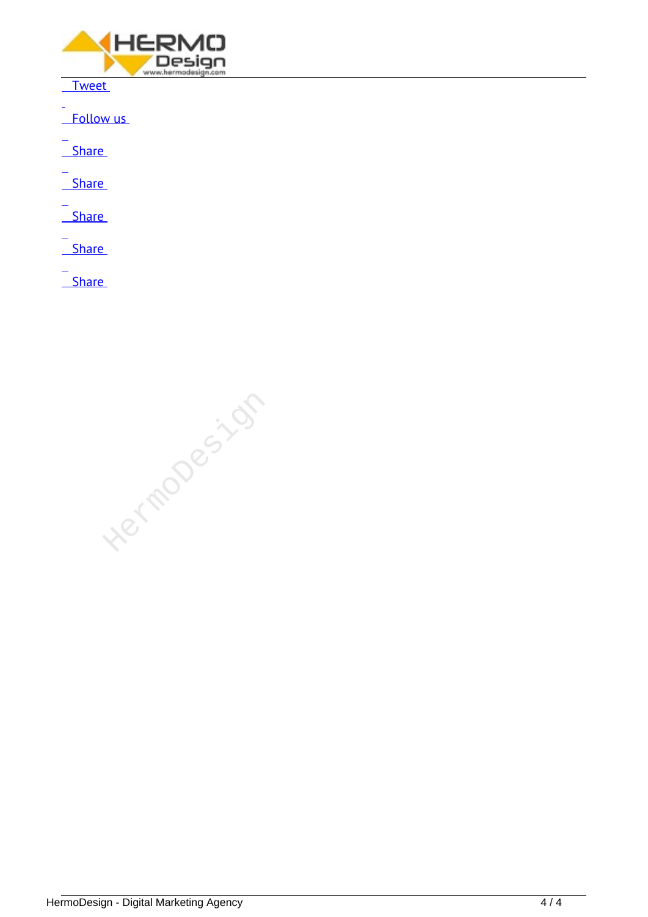Tweet

Follow us

Share

Share

Share

Share

Share